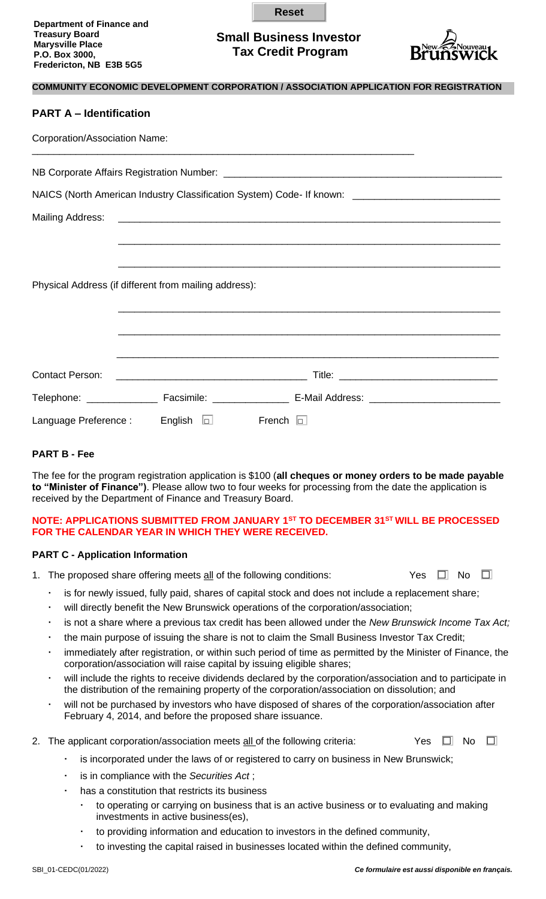Department of Finance and Treasury Board
Marysville Place
P.O. Box 3000,
Fredericton, NB E3B 5G5

Reset

# Small Business Investor Tax Credit Program

## COMMUNITY ECONOMIC DEVELOPMENT CORPORATION / ASSOCIATION APPLICATION FOR REGISTRATION

## PART A – Identification

Corporation/Association Name: ______________________________________________

NB Corporate Affairs Registration Number: ______________________________________________

NAICS (North American Industry Classification System) Code- If known: ______________________

Mailing Address: ______________________________________________

______________________________________________

______________________________________________

Physical Address (if different from mailing address):

______________________________________________

______________________________________________

______________________________________________

Contact Person: ______________________ Title: ______________________

Telephone: ____________ Facsimile: ____________ E-Mail Address: ______________________

Language Preference : English ☐ French ☐

## PART B - Fee

The fee for the program registration application is $100 (**all cheques or money orders to be made payable to "Minister of Finance")**. Please allow two to four weeks for processing from the date the application is received by the Department of Finance and Treasury Board.

**NOTE: APPLICATIONS SUBMITTED FROM JANUARY 1ST TO DECEMBER 31ST WILL BE PROCESSED FOR THE CALENDAR YEAR IN WHICH THEY WERE RECEIVED.**

## PART C - Application Information

1. The proposed share offering meets all of the following conditions: Yes ☐ No ☐
   - is for newly issued, fully paid, shares of capital stock and does not include a replacement share;
   - will directly benefit the New Brunswick operations of the corporation/association;
   - is not a share where a previous tax credit has been allowed under the *New Brunswick Income Tax Act;*
   - the main purpose of issuing the share is not to claim the Small Business Investor Tax Credit;
   - immediately after registration, or within such period of time as permitted by the Minister of Finance, the corporation/association will raise capital by issuing eligible shares;
   - will include the rights to receive dividends declared by the corporation/association and to participate in the distribution of the remaining property of the corporation/association on dissolution; and
   - will not be purchased by investors who have disposed of shares of the corporation/association after February 4, 2014, and before the proposed share issuance.

2. The applicant corporation/association meets all of the following criteria: Yes ☐ No ☐
   - is incorporated under the laws of or registered to carry on business in New Brunswick;
   - is in compliance with the *Securities Act* ;
   - has a constitution that restricts its business
     - to operating or carrying on business that is an active business or to evaluating and making investments in active business(es),
     - to providing information and education to investors in the defined community,
     - to investing the capital raised in businesses located within the defined community,

SBI_01-CEDC(01/2022)

*Ce formulaire est aussi disponible en français.*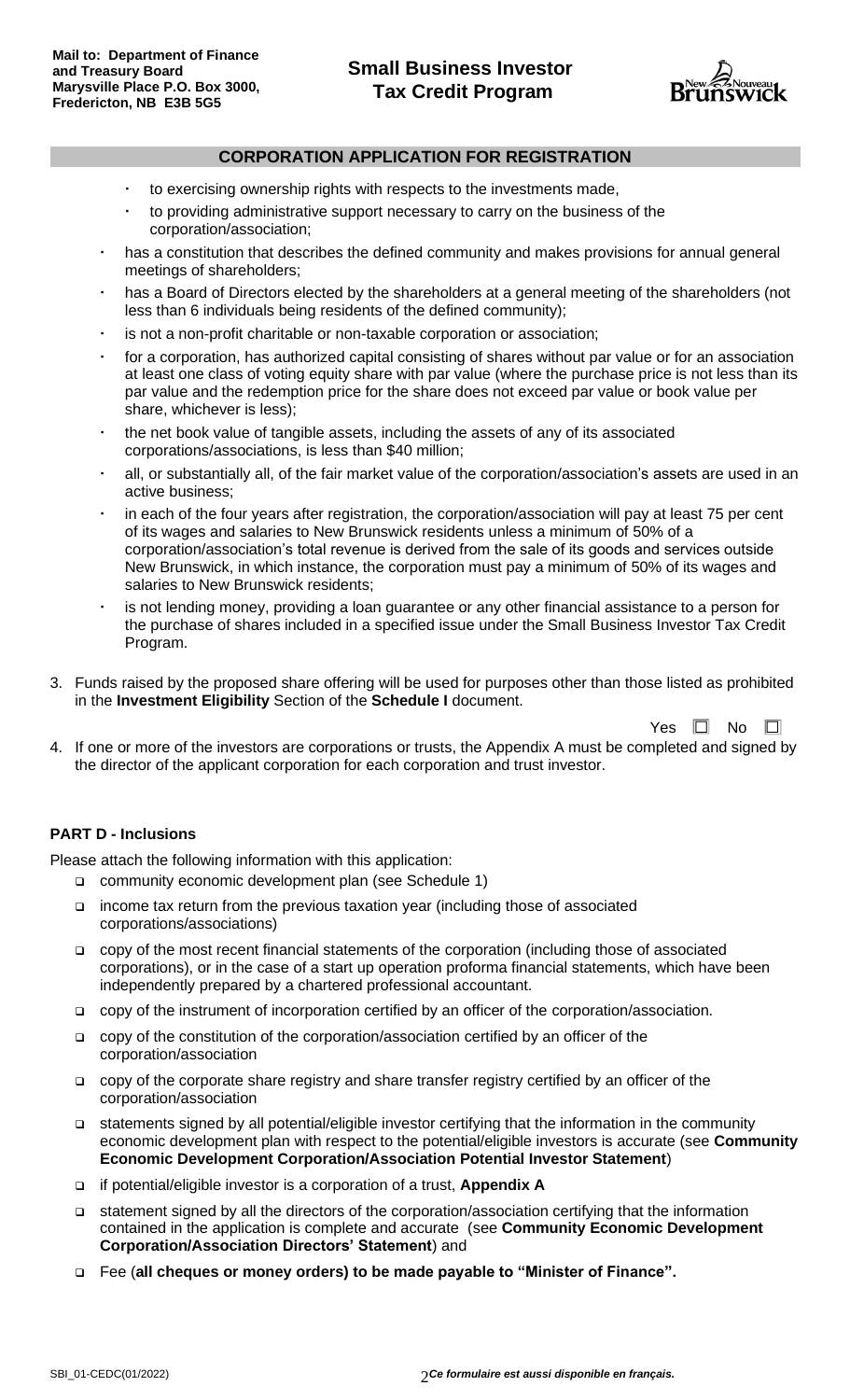## CORPORATION APPLICATION FOR REGISTRATION

- to exercising ownership rights with respects to the investments made,
- to providing administrative support necessary to carry on the business of the corporation/association;
- has a constitution that describes the defined community and makes provisions for annual general meetings of shareholders;
- has a Board of Directors elected by the shareholders at a general meeting of the shareholders (not less than 6 individuals being residents of the defined community);
- is not a non-profit charitable or non-taxable corporation or association;
- for a corporation, has authorized capital consisting of shares without par value or for an association at least one class of voting equity share with par value (where the purchase price is not less than its par value and the redemption price for the share does not exceed par value or book value per share, whichever is less);
- the net book value of tangible assets, including the assets of any of its associated corporations/associations, is less than $40 million;
- all, or substantially all, of the fair market value of the corporation/association's assets are used in an active business;
- in each of the four years after registration, the corporation/association will pay at least 75 per cent of its wages and salaries to New Brunswick residents unless a minimum of 50% of a corporation/association's total revenue is derived from the sale of its goods and services outside New Brunswick, in which instance, the corporation must pay a minimum of 50% of its wages and salaries to New Brunswick residents;
- is not lending money, providing a loan guarantee or any other financial assistance to a person for the purchase of shares included in a specified issue under the Small Business Investor Tax Credit Program.

3. Funds raised by the proposed share offering will be used for purposes other than those listed as prohibited in the **Investment Eligibility** Section of the **Schedule I** document.

   Yes ☐ No ☐

4. If one or more of the investors are corporations or trusts, the Appendix A must be completed and signed by the director of the applicant corporation for each corporation and trust investor.

**PART D - Inclusions**

Please attach the following information with this application:

- ☐ community economic development plan (see Schedule 1)
- ☐ income tax return from the previous taxation year (including those of associated corporations/associations)
- ☐ copy of the most recent financial statements of the corporation (including those of associated corporations), or in the case of a start up operation proforma financial statements, which have been independently prepared by a chartered professional accountant.
- ☐ copy of the instrument of incorporation certified by an officer of the corporation/association.
- ☐ copy of the constitution of the corporation/association certified by an officer of the corporation/association
- ☐ copy of the corporate share registry and share transfer registry certified by an officer of the corporation/association
- ☐ statements signed by all potential/eligible investor certifying that the information in the community economic development plan with respect to the potential/eligible investors is accurate (see **Community Economic Development Corporation/Association Potential Investor Statement**)
- ☐ if potential/eligible investor is a corporation of a trust, **Appendix A**
- ☐ statement signed by all the directors of the corporation/association certifying that the information contained in the application is complete and accurate (see **Community Economic Development Corporation/Association Directors' Statement**) and
- ☐ Fee (**all cheques or money orders) to be made payable to "Minister of Finance".**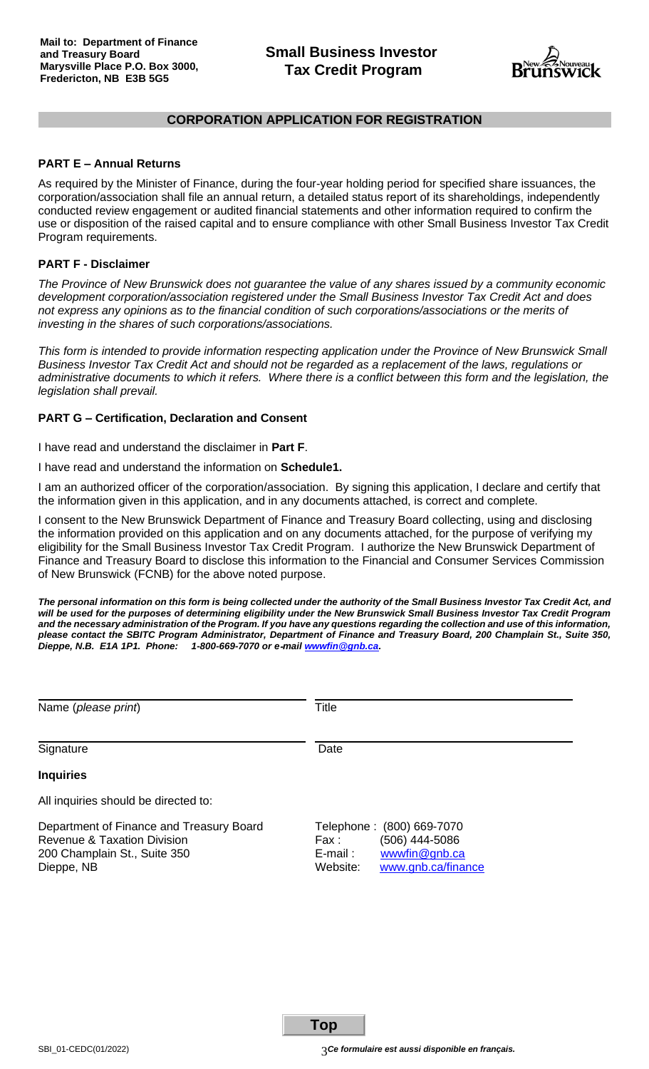Mail to: Department of Finance and Treasury Board
Marysville Place P.O. Box 3000,
Fredericton, NB E3B 5G5

**Small Business Investor Tax Credit Program**

## CORPORATION APPLICATION FOR REGISTRATION

### PART E – Annual Returns

As required by the Minister of Finance, during the four-year holding period for specified share issuances, the corporation/association shall file an annual return, a detailed status report of its shareholdings, independently conducted review engagement or audited financial statements and other information required to confirm the use or disposition of the raised capital and to ensure compliance with other Small Business Investor Tax Credit Program requirements.

### PART F - Disclaimer

*The Province of New Brunswick does not guarantee the value of any shares issued by a community economic development corporation/association registered under the Small Business Investor Tax Credit Act and does not express any opinions as to the financial condition of such corporations/associations or the merits of investing in the shares of such corporations/associations.*

*This form is intended to provide information respecting application under the Province of New Brunswick Small Business Investor Tax Credit Act and should not be regarded as a replacement of the laws, regulations or administrative documents to which it refers. Where there is a conflict between this form and the legislation, the legislation shall prevail.*

### PART G – Certification, Declaration and Consent

I have read and understand the disclaimer in **Part F**.

I have read and understand the information on **Schedule1.**

I am an authorized officer of the corporation/association. By signing this application, I declare and certify that the information given in this application, and in any documents attached, is correct and complete.

I consent to the New Brunswick Department of Finance and Treasury Board collecting, using and disclosing the information provided on this application and on any documents attached, for the purpose of verifying my eligibility for the Small Business Investor Tax Credit Program. I authorize the New Brunswick Department of Finance and Treasury Board to disclose this information to the Financial and Consumer Services Commission of New Brunswick (FCNB) for the above noted purpose.

***The personal information on this form is being collected under the authority of the Small Business Investor Tax Credit Act, and will be used for the purposes of determining eligibility under the New Brunswick Small Business Investor Tax Credit Program and the necessary administration of the Program. If you have any questions regarding the collection and use of this information, please contact the SBITC Program Administrator, Department of Finance and Treasury Board, 200 Champlain St., Suite 350, Dieppe, N.B. E1A 1P1. Phone: 1-800-669-7070 or e-mail wwwfin@gnb.ca.***

| | |
|---|---|
| Name (*please print*) | Title |
| Signature | Date |

### Inquiries

All inquiries should be directed to:

Department of Finance and Treasury Board
Revenue & Taxation Division
200 Champlain St., Suite 350
Dieppe, NB

Telephone : (800) 669-7070
Fax : (506) 444-5086
E-mail : wwwfin@gnb.ca
Website: www.gnb.ca/finance

Top

SBI_01-CEDC(01/2022)

***Ce formulaire est aussi disponible en français.***